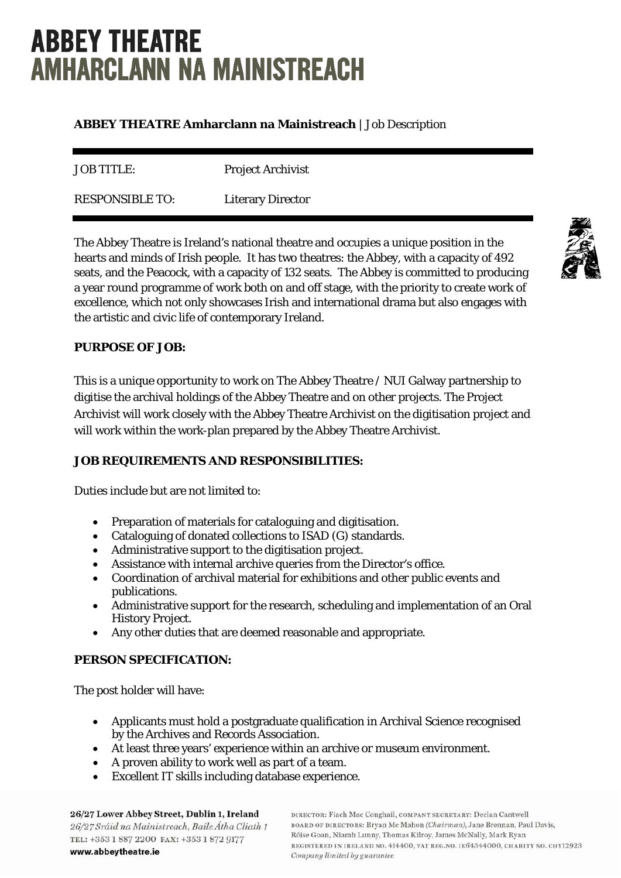# ABBEY THEATRE
# AMHARCLANN NA MAINISTREACH

**ABBEY THEATRE Amharclann na Mainistreach** | Job Description

| JOB TITLE: | Project Archivist |
|---|---|
| RESPONSIBLE TO: | Literary Director |

The Abbey Theatre is Ireland's national theatre and occupies a unique position in the hearts and minds of Irish people. It has two theatres: the Abbey, with a capacity of 492 seats, and the Peacock, with a capacity of 132 seats. The Abbey is committed to producing a year round programme of work both on and off stage, with the priority to create work of excellence, which not only showcases Irish and international drama but also engages with the artistic and civic life of contemporary Ireland.

**PURPOSE OF JOB:**

This is a unique opportunity to work on The Abbey Theatre / NUI Galway partnership to digitise the archival holdings of the Abbey Theatre and on other projects. The Project Archivist will work closely with the Abbey Theatre Archivist on the digitisation project and will work within the work-plan prepared by the Abbey Theatre Archivist.

**JOB REQUIREMENTS AND RESPONSIBILITIES:**

Duties include but are not limited to:

- Preparation of materials for cataloguing and digitisation.
- Cataloguing of donated collections to ISAD (G) standards.
- Administrative support to the digitisation project.
- Assistance with internal archive queries from the Director's office.
- Coordination of archival material for exhibitions and other public events and publications.
- Administrative support for the research, scheduling and implementation of an Oral History Project.
- Any other duties that are deemed reasonable and appropriate.

**PERSON SPECIFICATION:**

The post holder will have:

- Applicants must hold a postgraduate qualification in Archival Science recognised by the Archives and Records Association.
- At least three years' experience within an archive or museum environment.
- A proven ability to work well as part of a team.
- Excellent IT skills including database experience.

**26/27 Lower Abbey Street, Dublin 1, Ireland**
*26/27 Sráid na Mainistreach, Baile Átha Cliath 1*
TEL: +353 1 887 2200 FAX: +353 1 872 9177
**www.abbeytheatre.ie**

DIRECTOR: Fiach Mac Conghail, COMPANY SECRETARY: Declan Cantwell
BOARD OF DIRECTORS: Bryan Mc Mahon *(Chairman)*, Jane Brennan, Paul Davis, Róise Goan, Niamh Lunny, Thomas Kilroy, James McNally, Mark Ryan
REGISTERED IN IRELAND NO. 414400, VAT REG.NO. IE6434400O, CHARITY NO. CHY12923
*Company limited by guarantee*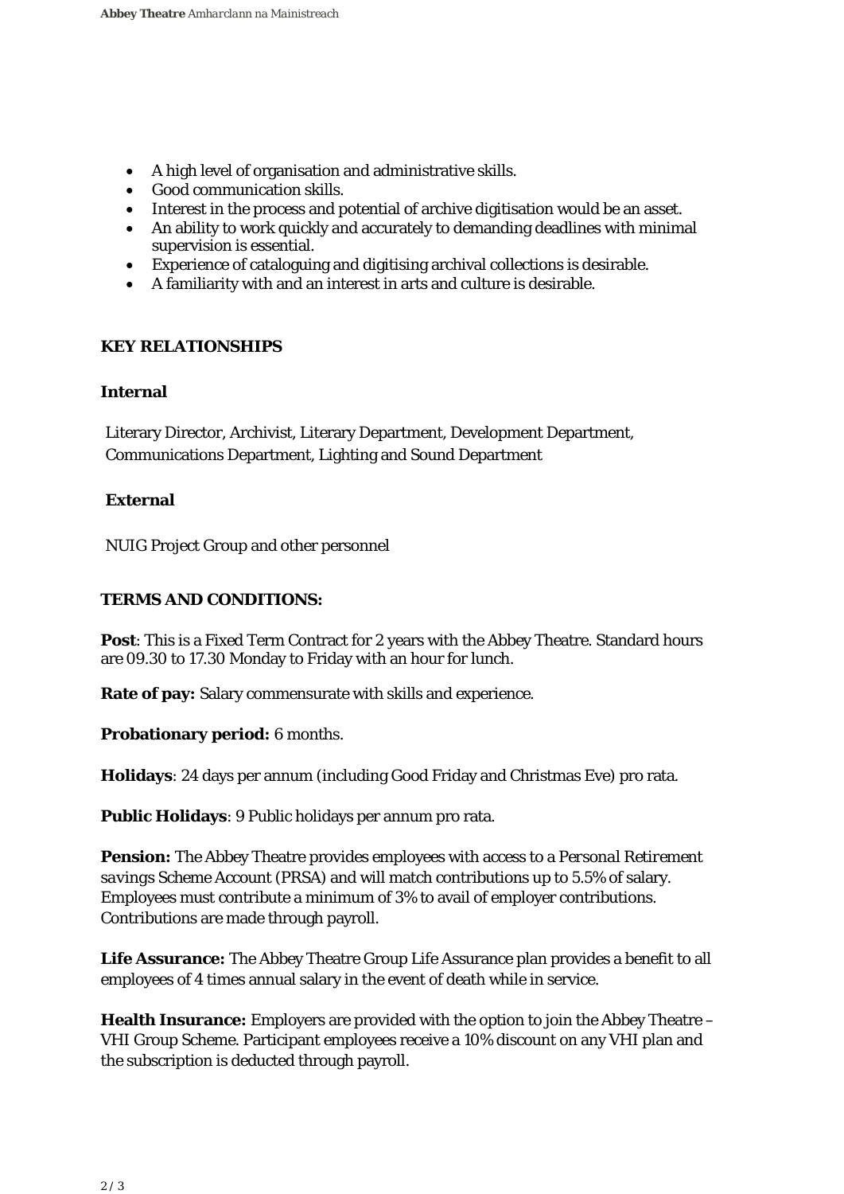- A high level of organisation and administrative skills.
- Good communication skills.
- Interest in the process and potential of archive digitisation would be an asset.
- An ability to work quickly and accurately to demanding deadlines with minimal supervision is essential.
- Experience of cataloguing and digitising archival collections is desirable.
- A familiarity with and an interest in arts and culture is desirable.

## KEY RELATIONSHIPS

### Internal

Literary Director, Archivist, Literary Department, Development Department, Communications Department, Lighting and Sound Department

### External

NUIG Project Group and other personnel

## TERMS AND CONDITIONS:

**Post**: This is a Fixed Term Contract for 2 years with the Abbey Theatre. Standard hours are 09.30 to 17.30 Monday to Friday with an hour for lunch.

**Rate of pay:** Salary commensurate with skills and experience.

**Probationary period:** 6 months.

**Holidays**: 24 days per annum (including Good Friday and Christmas Eve) pro rata.

**Public Holidays**: 9 Public holidays per annum pro rata.

**Pension:** The Abbey Theatre provides employees with access to a Personal Retirement savings Scheme Account (PRSA) and will match contributions up to 5.5% of salary. Employees must contribute a minimum of 3% to avail of employer contributions. Contributions are made through payroll.

**Life Assurance:** The Abbey Theatre Group Life Assurance plan provides a benefit to all employees of 4 times annual salary in the event of death while in service.

**Health Insurance:** Employers are provided with the option to join the Abbey Theatre – VHI Group Scheme. Participant employees receive a 10% discount on any VHI plan and the subscription is deducted through payroll.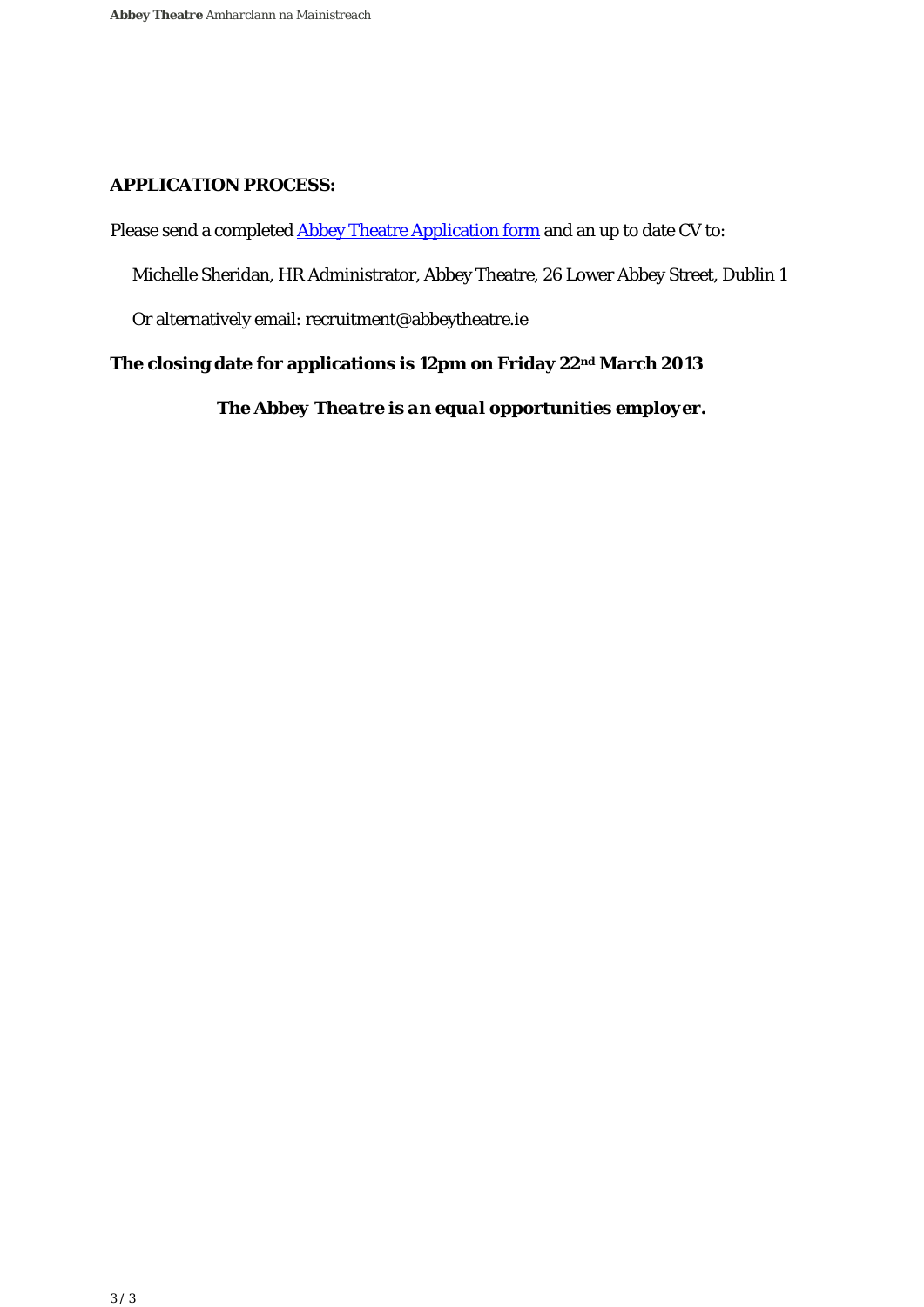**APPLICATION PROCESS:**

Please send a completed Abbey Theatre Application form and an up to date CV to:

Michelle Sheridan, HR Administrator, Abbey Theatre, 26 Lower Abbey Street, Dublin 1

Or alternatively email: recruitment@abbeytheatre.ie

**The closing date for applications is 12pm on Friday 22nd March 2013**

***The Abbey Theatre is an equal opportunities employer.***